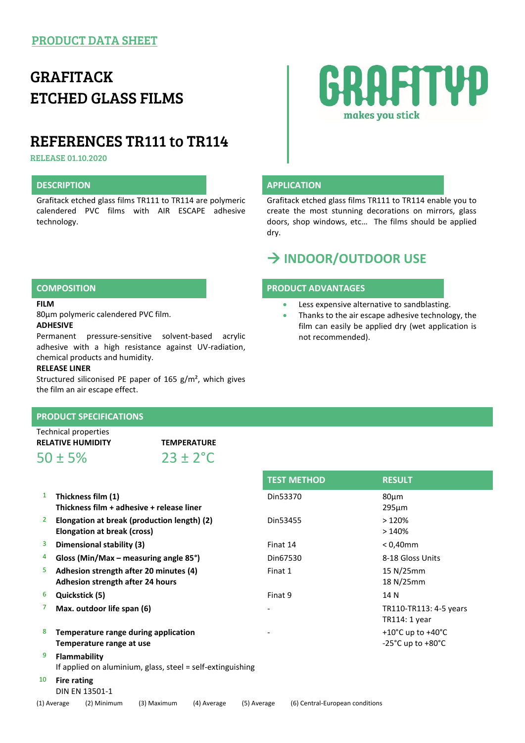PRODUCT DATA SHEET

# GRAFITACK ETCHED GLASS FILMS

GRAFITYP
makes you stick

# REFERENCES TR111 to TR114

RELEASE 01.10.2020

## DESCRIPTION

Grafitack etched glass films TR111 to TR114 are polymeric calendered PVC films with AIR ESCAPE adhesive technology.

## APPLICATION

Grafitack etched glass films TR111 to TR114 enable you to create the most stunning decorations on mirrors, glass doors, shop windows, etc… The films should be applied dry.

## → INDOOR/OUTDOOR USE

## COMPOSITION

**FILM**

80µm polymeric calendered PVC film.

**ADHESIVE**

Permanent pressure-sensitive solvent-based acrylic adhesive with a high resistance against UV-radiation, chemical products and humidity.

**RELEASE LINER**

Structured siliconised PE paper of 165 g/m², which gives the film an air escape effect.

## PRODUCT ADVANTAGES

- Less expensive alternative to sandblasting.
- Thanks to the air escape adhesive technology, the film can easily be applied dry (wet application is not recommended).

## PRODUCT SPECIFICATIONS

Technical properties

| RELATIVE HUMIDITY | TEMPERATURE |
|---|---|
| 50 ± 5% | 23 ± 2°C |

| # | Property | TEST METHOD | RESULT |
|---|---|---|---|
| 1 | **Thickness film (1)**<br>**Thickness film + adhesive + release liner** | Din53370 | 80µm<br>295µm |
| 2 | **Elongation at break (production length) (2)**<br>**Elongation at break (cross)** | Din53455 | > 120%<br>> 140% |
| 3 | **Dimensional stability (3)** | Finat 14 | < 0,40mm |
| 4 | **Gloss (Min/Max – measuring angle 85°)** | Din67530 | 8-18 Gloss Units |
| 5 | **Adhesion strength after 20 minutes (4)**<br>**Adhesion strength after 24 hours** | Finat 1 | 15 N/25mm<br>18 N/25mm |
| 6 | **Quickstick (5)** | Finat 9 | 14 N |
| 7 | **Max. outdoor life span (6)** | - | TR110-TR113: 4-5 years<br>TR114: 1 year |
| 8 | **Temperature range during application**<br>**Temperature range at use** | - | +10°C up to +40°C<br>-25°C up to +80°C |
| 9 | **Flammability**<br>If applied on aluminium, glass, steel = self-extinguishing | | |
| 10 | **Fire rating**<br>DIN EN 13501-1 | | |

(1) Average (2) Minimum (3) Maximum (4) Average (5) Average (6) Central-European conditions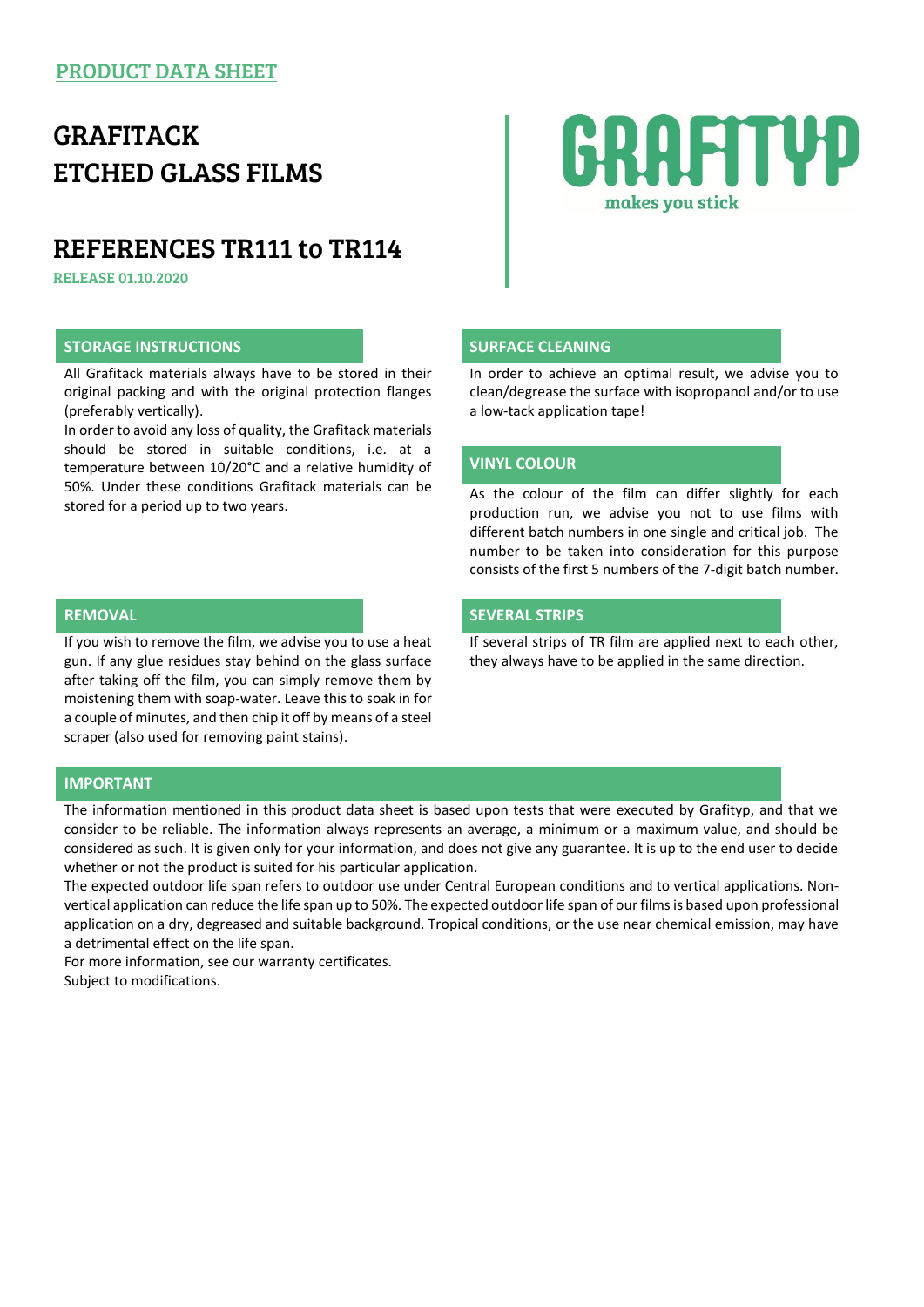PRODUCT DATA SHEET

# GRAFITACK ETCHED GLASS FILMS

## REFERENCES TR111 to TR114

RELEASE 01.10.2020

GRAFITYP makes you stick

### STORAGE INSTRUCTIONS

All Grafitack materials always have to be stored in their original packing and with the original protection flanges (preferably vertically).
In order to avoid any loss of quality, the Grafitack materials should be stored in suitable conditions, i.e. at a temperature between 10/20°C and a relative humidity of 50%. Under these conditions Grafitack materials can be stored for a period up to two years.

### SURFACE CLEANING

In order to achieve an optimal result, we advise you to clean/degrease the surface with isopropanol and/or to use a low-tack application tape!

### VINYL COLOUR

As the colour of the film can differ slightly for each production run, we advise you not to use films with different batch numbers in one single and critical job. The number to be taken into consideration for this purpose consists of the first 5 numbers of the 7-digit batch number.

### REMOVAL

If you wish to remove the film, we advise you to use a heat gun. If any glue residues stay behind on the glass surface after taking off the film, you can simply remove them by moistening them with soap-water. Leave this to soak in for a couple of minutes, and then chip it off by means of a steel scraper (also used for removing paint stains).

### SEVERAL STRIPS

If several strips of TR film are applied next to each other, they always have to be applied in the same direction.

### IMPORTANT

The information mentioned in this product data sheet is based upon tests that were executed by Grafityp, and that we consider to be reliable. The information always represents an average, a minimum or a maximum value, and should be considered as such. It is given only for your information, and does not give any guarantee. It is up to the end user to decide whether or not the product is suited for his particular application.
The expected outdoor life span refers to outdoor use under Central European conditions and to vertical applications. Non-vertical application can reduce the life span up to 50%. The expected outdoor life span of our films is based upon professional application on a dry, degreased and suitable background. Tropical conditions, or the use near chemical emission, may have a detrimental effect on the life span.
For more information, see our warranty certificates.
Subject to modifications.